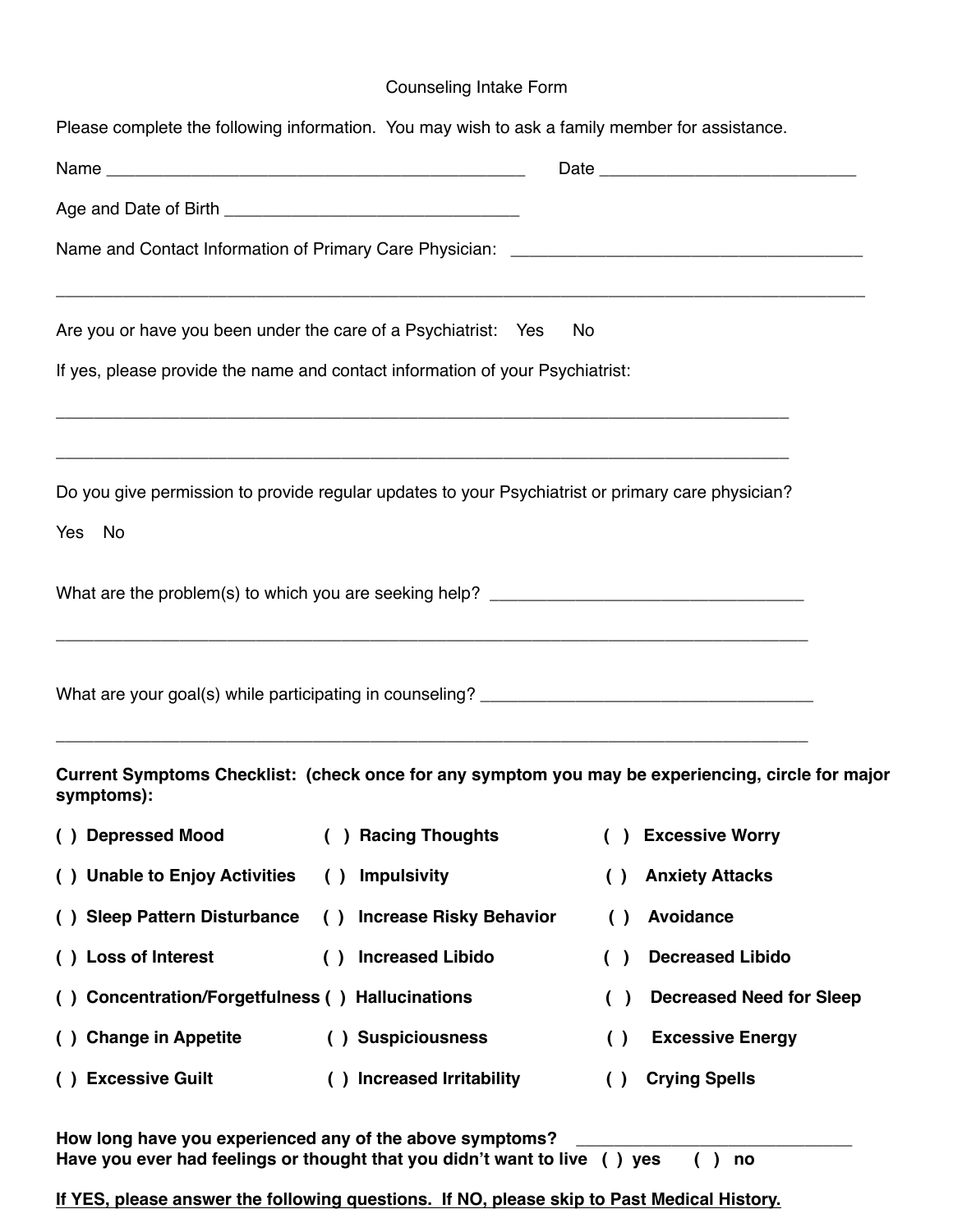# Counseling Intake Form

Please complete the following information. You may wish to ask a family member for assistance.

Name _______________________________________________ Date ___________________________

Age and Date of Birth _______________________________

Name and Contact Information of Primary Care Physician: ______________________________________

_____________________________________________________________________________________

Are you or have you been under the care of a Psychiatrist: Yes No

If yes, please provide the name and contact information of your Psychiatrist:

_____________________________________________________________________________________

_____________________________________________________________________________________

Do you give permission to provide regular updates to your Psychiatrist or primary care physician?

Yes No

What are the problem(s) to which you are seeking help? __________________________________

_____________________________________________________________________________________

What are your goal(s) while participating in counseling? ___________________________________

_____________________________________________________________________________________

**Current Symptoms Checklist: (check once for any symptom you may be experiencing, circle for major symptoms):**

| | | |
|---|---|---|
| **( ) Depressed Mood** | **( ) Racing Thoughts** | **( ) Excessive Worry** |
| **( ) Unable to Enjoy Activities** | **( ) Impulsivity** | **( ) Anxiety Attacks** |
| **( ) Sleep Pattern Disturbance** | **( ) Increase Risky Behavior** | **( ) Avoidance** |
| **( ) Loss of Interest** | **( ) Increased Libido** | **( ) Decreased Libido** |
| **( ) Concentration/Forgetfulness** | **( ) Hallucinations** | **( ) Decreased Need for Sleep** |
| **( ) Change in Appetite** | **( ) Suspiciousness** | **( ) Excessive Energy** |
| **( ) Excessive Guilt** | **( ) Increased Irritability** | **( ) Crying Spells** |

**How long have you experienced any of the above symptoms?** ______________________________
**Have you ever had feelings or thought that you didn't want to live ( ) yes ( ) no**

**<u>If YES, please answer the following questions. If NO, please skip to Past Medical History.</u>**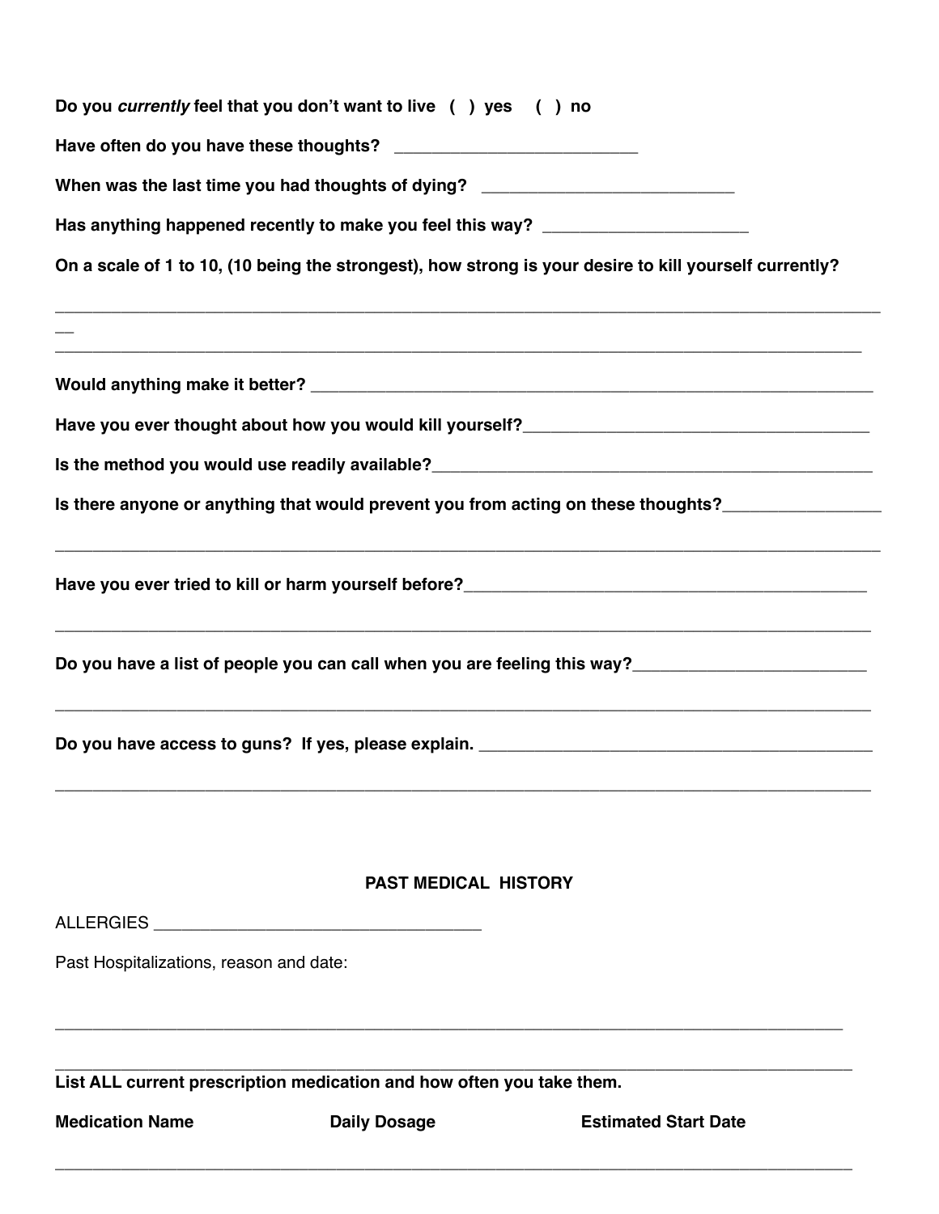**Do you *currently* feel that you don't want to live ( ) yes ( ) no**

**Have often do you have these thoughts?** ___________________________

**When was the last time you had thoughts of dying?** ___________________________

**Has anything happened recently to make you feel this way?** ______________________

**On a scale of 1 to 10, (10 being the strongest), how strong is your desire to kill yourself currently?**

_____________________________________________________________________________________

_____________________________________________________________________________________

**Would anything make it better?** _____________________________________________________

**Have you ever thought about how you would kill yourself?**___________________________________

**Is the method you would use readily available?**_______________________________________

**Is there anyone or anything that would prevent you from acting on these thoughts?**_______________

_____________________________________________________________________________________

**Have you ever tried to kill or harm yourself before?**______________________________________

_____________________________________________________________________________________

**Do you have a list of people you can call when you are feeling this way?**_______________________

_____________________________________________________________________________________

**Do you have access to guns? If yes, please explain.** ______________________________________

_____________________________________________________________________________________

## PAST MEDICAL HISTORY

ALLERGIES ___________________________________

Past Hospitalizations, reason and date:

_____________________________________________________________________________________

_____________________________________________________________________________________

**List ALL current prescription medication and how often you take them.**

| **Medication Name** | **Daily Dosage** | **Estimated Start Date** |
| --- | --- | --- |
| | | |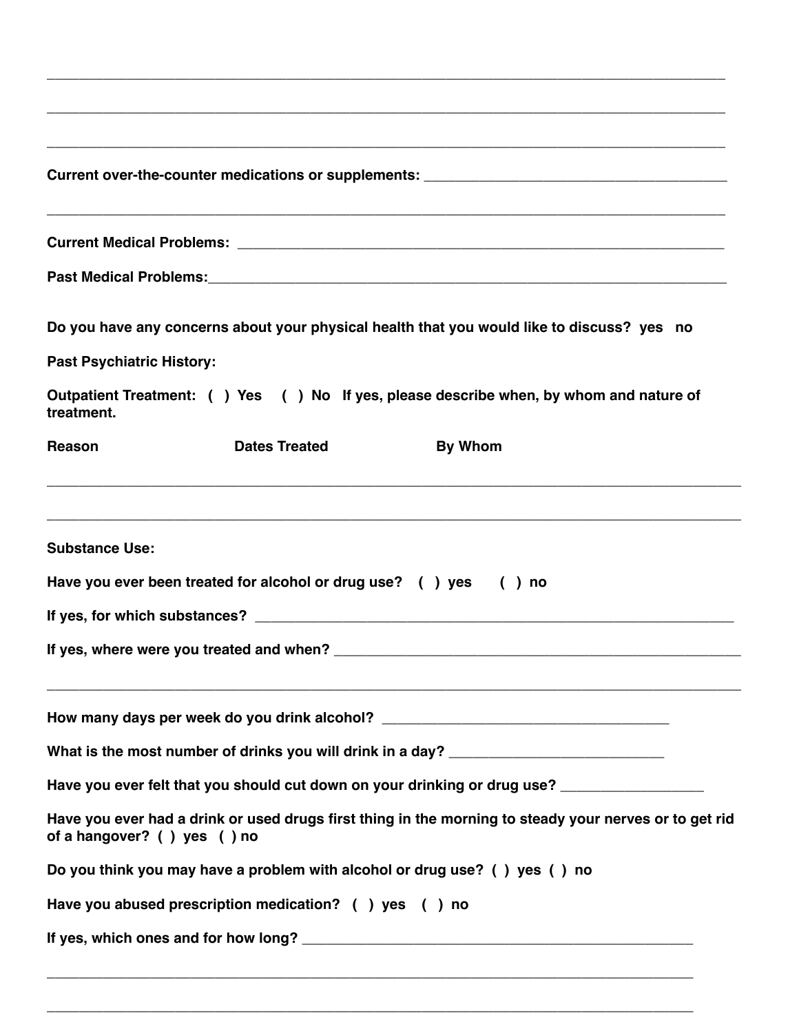______________________________________________________________________________

______________________________________________________________________________

______________________________________________________________________________

**Current over-the-counter medications or supplements:** ________________________________

______________________________________________________________________________

**Current Medical Problems:** ______________________________________________________

**Past Medical Problems:**_________________________________________________________

**Do you have any concerns about your physical health that you would like to discuss? yes no**

**Past Psychiatric History:**

**Outpatient Treatment: ( ) Yes ( ) No If yes, please describe when, by whom and nature of treatment.**

**Reason** **Dates Treated** **By Whom**

______________________________________________________________________________

______________________________________________________________________________

**Substance Use:**

**Have you ever been treated for alcohol or drug use? ( ) yes ( ) no**

**If yes, for which substances?** __________________________________________________

**If yes, where were you treated and when?** ___________________________________________

______________________________________________________________________________

**How many days per week do you drink alcohol?** ______________________________

**What is the most number of drinks you will drink in a day?** _______________________

**Have you ever felt that you should cut down on your drinking or drug use?** _______________

**Have you ever had a drink or used drugs first thing in the morning to steady your nerves or to get rid of a hangover? ( ) yes ( ) no**

**Do you think you may have a problem with alcohol or drug use? ( ) yes ( ) no**

**Have you abused prescription medication? ( ) yes ( ) no**

**If yes, which ones and for how long?** _______________________________________

______________________________________________________________________________

______________________________________________________________________________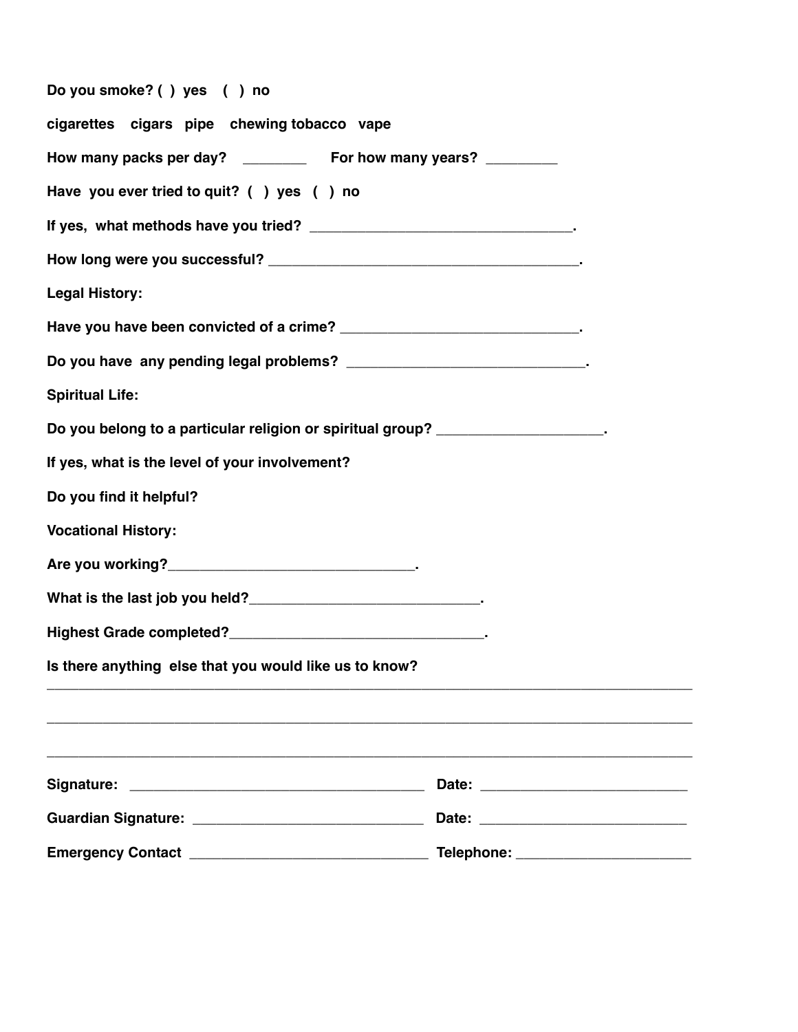**Do you smoke? ( ) yes ( ) no**

**cigarettes cigars pipe chewing tobacco vape**

**How many packs per day? ________ For how many years? _________**

**Have you ever tried to quit? ( ) yes ( ) no**

**If yes, what methods have you tried? _________________________________.**

**How long were you successful? _______________________________________.**

**Legal History:**

**Have you have been convicted of a crime? ______________________________.**

**Do you have any pending legal problems? ______________________________.**

**Spiritual Life:**

**Do you belong to a particular religion or spiritual group? _____________________.**

**If yes, what is the level of your involvement?**

**Do you find it helpful?**

**Vocational History:**

**Are you working?_______________________________.**

**What is the last job you held?_____________________________.**

**Highest Grade completed?________________________________.**

**Is there anything else that you would like us to know?**

_________________________________________________________________________________

_________________________________________________________________________________

_________________________________________________________________________________

**Signature:** _____________________________________ **Date:** __________________________

**Guardian Signature:** _____________________________ **Date:** __________________________

**Emergency Contact** ______________________________ **Telephone:** ______________________